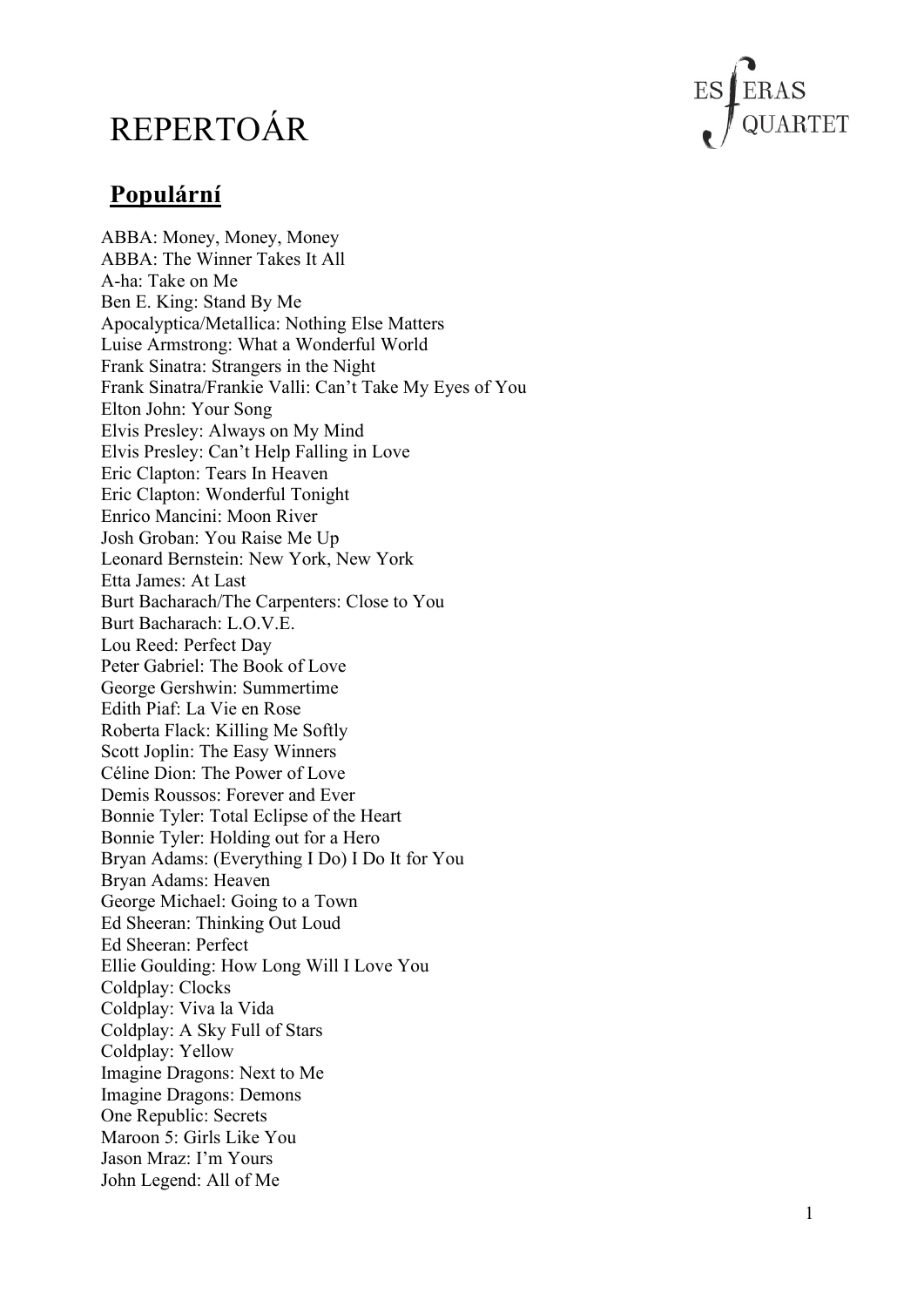# REPERTOÁR

ES ERAS QUARTET

## **Populární**

ABBA: Money, Money, Money
ABBA: The Winner Takes It All
A-ha: Take on Me
Ben E. King: Stand By Me
Apocalyptica/Metallica: Nothing Else Matters
Luise Armstrong: What a Wonderful World
Frank Sinatra: Strangers in the Night
Frank Sinatra/Frankie Valli: Can't Take My Eyes of You
Elton John: Your Song
Elvis Presley: Always on My Mind
Elvis Presley: Can't Help Falling in Love
Eric Clapton: Tears In Heaven
Eric Clapton: Wonderful Tonight
Enrico Mancini: Moon River
Josh Groban: You Raise Me Up
Leonard Bernstein: New York, New York
Etta James: At Last
Burt Bacharach/The Carpenters: Close to You
Burt Bacharach: L.O.V.E.
Lou Reed: Perfect Day
Peter Gabriel: The Book of Love
George Gershwin: Summertime
Edith Piaf: La Vie en Rose
Roberta Flack: Killing Me Softly
Scott Joplin: The Easy Winners
Céline Dion: The Power of Love
Demis Roussos: Forever and Ever
Bonnie Tyler: Total Eclipse of the Heart
Bonnie Tyler: Holding out for a Hero
Bryan Adams: (Everything I Do) I Do It for You
Bryan Adams: Heaven
George Michael: Going to a Town
Ed Sheeran: Thinking Out Loud
Ed Sheeran: Perfect
Ellie Goulding: How Long Will I Love You
Coldplay: Clocks
Coldplay: Viva la Vida
Coldplay: A Sky Full of Stars
Coldplay: Yellow
Imagine Dragons: Next to Me
Imagine Dragons: Demons
One Republic: Secrets
Maroon 5: Girls Like You
Jason Mraz: I'm Yours
John Legend: All of Me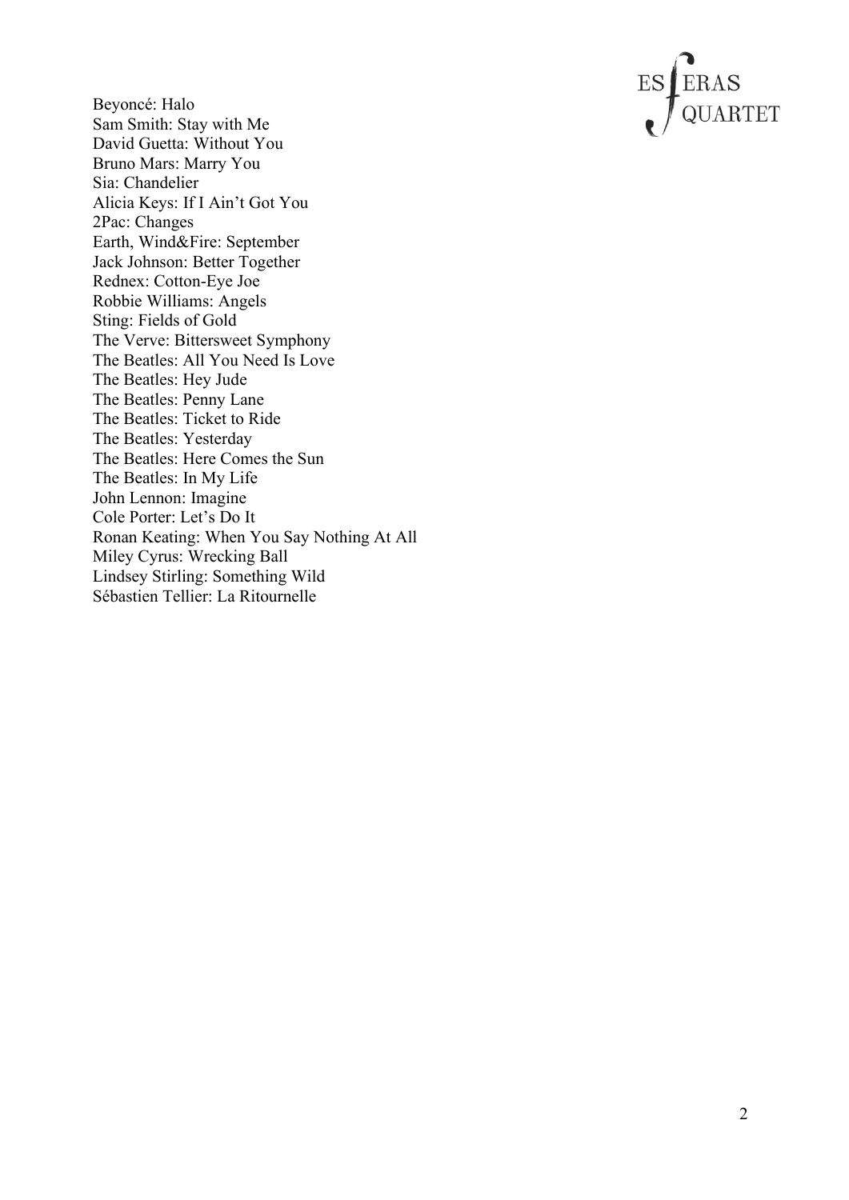Beyoncé: Halo
Sam Smith: Stay with Me
David Guetta: Without You
Bruno Mars: Marry You
Sia: Chandelier
Alicia Keys: If I Ain't Got You
2Pac: Changes
Earth, Wind&Fire: September
Jack Johnson: Better Together
Rednex: Cotton-Eye Joe
Robbie Williams: Angels
Sting: Fields of Gold
The Verve: Bittersweet Symphony
The Beatles: All You Need Is Love
The Beatles: Hey Jude
The Beatles: Penny Lane
The Beatles: Ticket to Ride
The Beatles: Yesterday
The Beatles: Here Comes the Sun
The Beatles: In My Life
John Lennon: Imagine
Cole Porter: Let's Do It
Ronan Keating: When You Say Nothing At All
Miley Cyrus: Wrecking Ball
Lindsey Stirling: Something Wild
Sébastien Tellier: La Ritournelle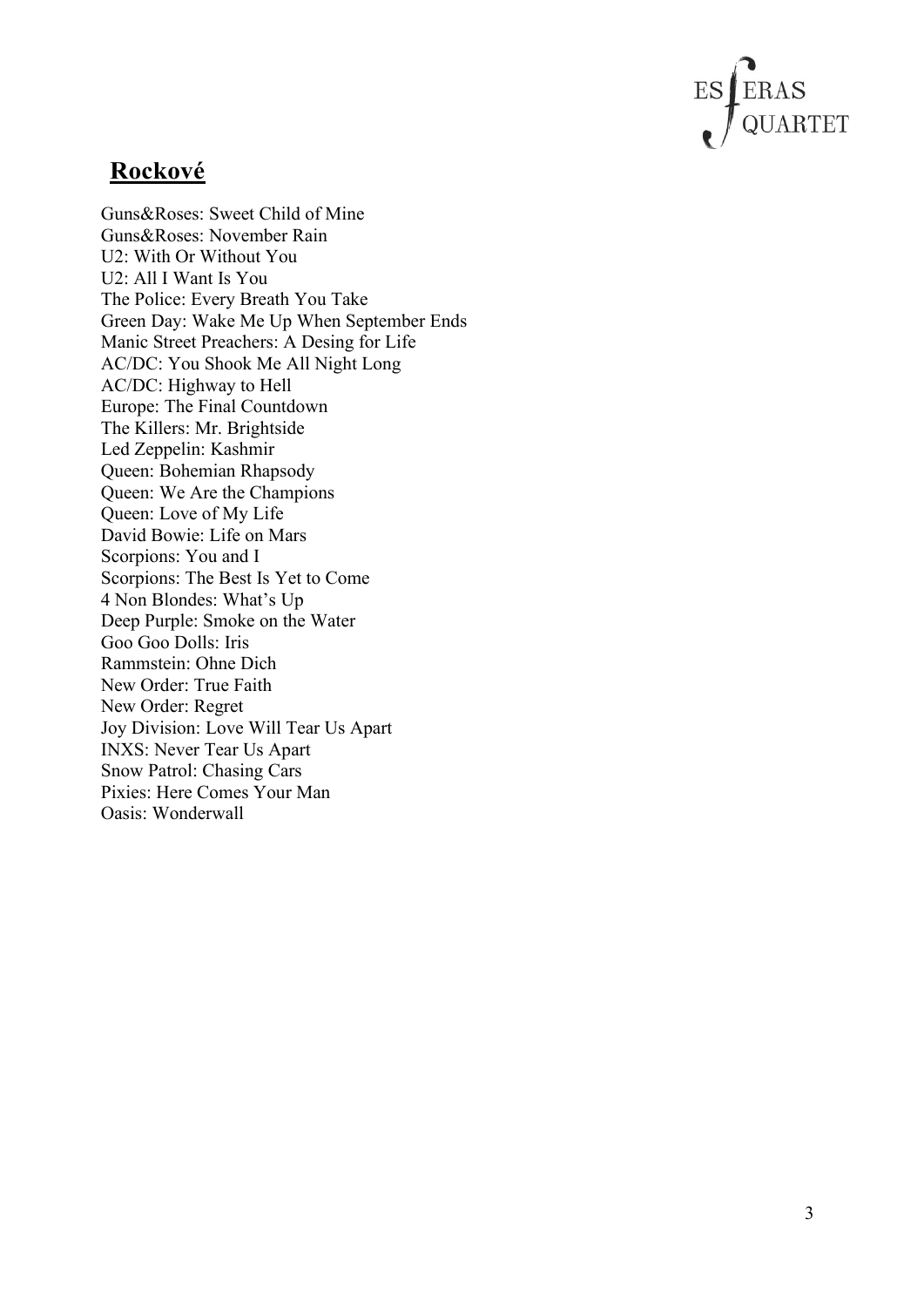## Rockové

Guns&Roses: Sweet Child of Mine
Guns&Roses: November Rain
U2: With Or Without You
U2: All I Want Is You
The Police: Every Breath You Take
Green Day: Wake Me Up When September Ends
Manic Street Preachers: A Desing for Life
AC/DC: You Shook Me All Night Long
AC/DC: Highway to Hell
Europe: The Final Countdown
The Killers: Mr. Brightside
Led Zeppelin: Kashmir
Queen: Bohemian Rhapsody
Queen: We Are the Champions
Queen: Love of My Life
David Bowie: Life on Mars
Scorpions: You and I
Scorpions: The Best Is Yet to Come
4 Non Blondes: What's Up
Deep Purple: Smoke on the Water
Goo Goo Dolls: Iris
Rammstein: Ohne Dich
New Order: True Faith
New Order: Regret
Joy Division: Love Will Tear Us Apart
INXS: Never Tear Us Apart
Snow Patrol: Chasing Cars
Pixies: Here Comes Your Man
Oasis: Wonderwall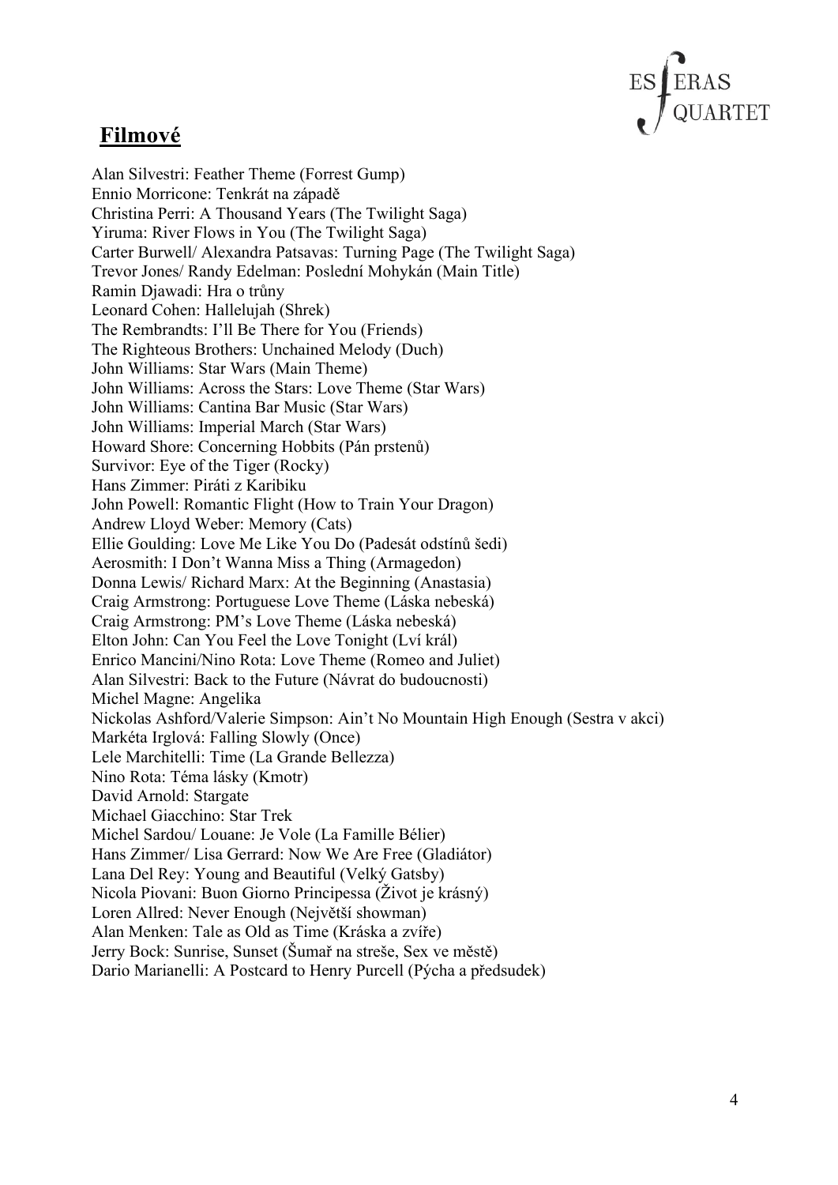## **Filmové**

Alan Silvestri: Feather Theme (Forrest Gump)
Ennio Morricone: Tenkrát na západě
Christina Perri: A Thousand Years (The Twilight Saga)
Yiruma: River Flows in You (The Twilight Saga)
Carter Burwell/ Alexandra Patsavas: Turning Page (The Twilight Saga)
Trevor Jones/ Randy Edelman: Poslední Mohykán (Main Title)
Ramin Djawadi: Hra o trůny
Leonard Cohen: Hallelujah (Shrek)
The Rembrandts: I'll Be There for You (Friends)
The Righteous Brothers: Unchained Melody (Duch)
John Williams: Star Wars (Main Theme)
John Williams: Across the Stars: Love Theme (Star Wars)
John Williams: Cantina Bar Music (Star Wars)
John Williams: Imperial March (Star Wars)
Howard Shore: Concerning Hobbits (Pán prstenů)
Survivor: Eye of the Tiger (Rocky)
Hans Zimmer: Piráti z Karibiku
John Powell: Romantic Flight (How to Train Your Dragon)
Andrew Lloyd Weber: Memory (Cats)
Ellie Goulding: Love Me Like You Do (Padesát odstínů šedi)
Aerosmith: I Don't Wanna Miss a Thing (Armagedon)
Donna Lewis/ Richard Marx: At the Beginning (Anastasia)
Craig Armstrong: Portuguese Love Theme (Láska nebeská)
Craig Armstrong: PM's Love Theme (Láska nebeská)
Elton John: Can You Feel the Love Tonight (Lví král)
Enrico Mancini/Nino Rota: Love Theme (Romeo and Juliet)
Alan Silvestri: Back to the Future (Návrat do budoucnosti)
Michel Magne: Angelika
Nickolas Ashford/Valerie Simpson: Ain't No Mountain High Enough (Sestra v akci)
Markéta Irglová: Falling Slowly (Once)
Lele Marchitelli: Time (La Grande Bellezza)
Nino Rota: Téma lásky (Kmotr)
David Arnold: Stargate
Michael Giacchino: Star Trek
Michel Sardou/ Louane: Je Vole (La Famille Bélier)
Hans Zimmer/ Lisa Gerrard: Now We Are Free (Gladiátor)
Lana Del Rey: Young and Beautiful (Velký Gatsby)
Nicola Piovani: Buon Giorno Principessa (Život je krásný)
Loren Allred: Never Enough (Největší showman)
Alan Menken: Tale as Old as Time (Kráska a zvíře)
Jerry Bock: Sunrise, Sunset (Šumař na streše, Sex ve městě)
Dario Marianelli: A Postcard to Henry Purcell (Pýcha a předsudek)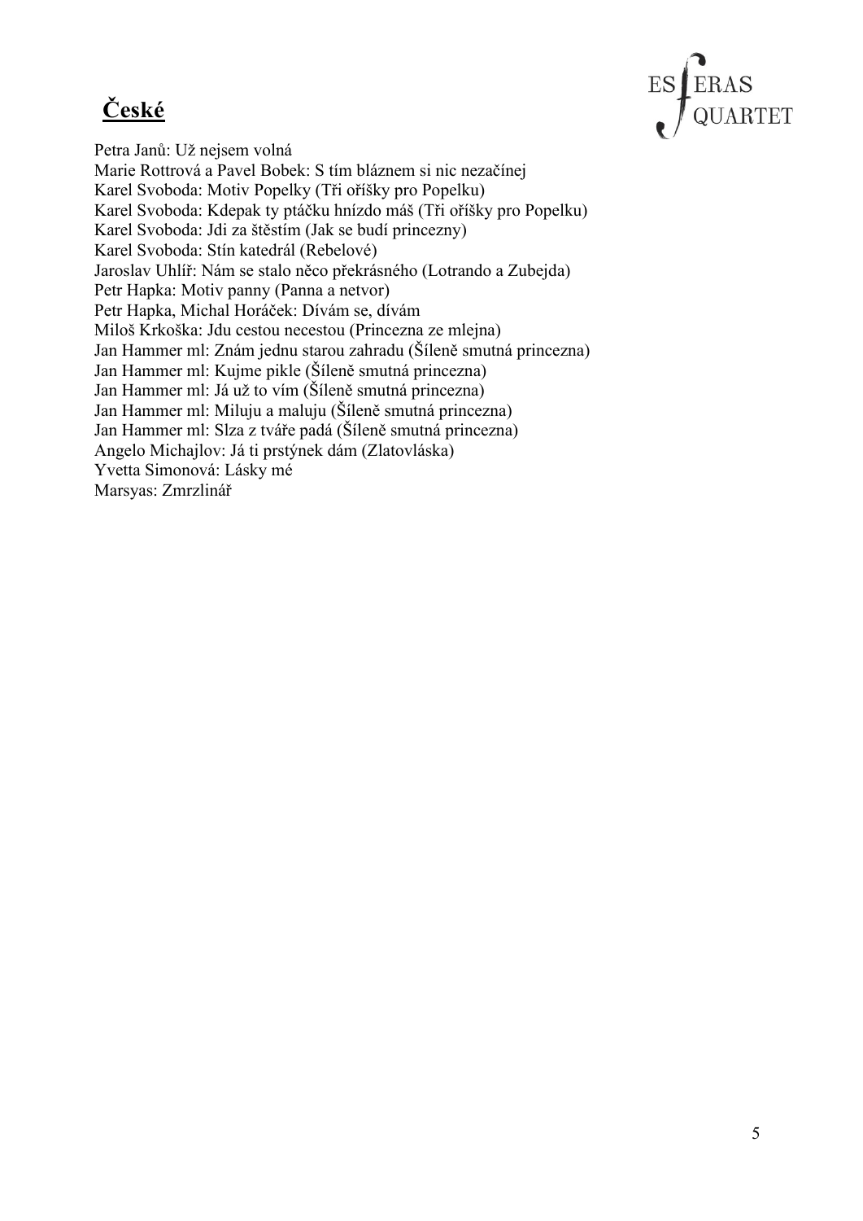## **České**

Petra Janů: Už nejsem volná
Marie Rottrová a Pavel Bobek: S tím bláznem si nic nezačínej
Karel Svoboda: Motiv Popelky (Tři oříšky pro Popelku)
Karel Svoboda: Kdepak ty ptáčku hnízdo máš (Tři oříšky pro Popelku)
Karel Svoboda: Jdi za štěstím (Jak se budí princezny)
Karel Svoboda: Stín katedrál (Rebelové)
Jaroslav Uhlíř: Nám se stalo něco překrásného (Lotrando a Zubejda)
Petr Hapka: Motiv panny (Panna a netvor)
Petr Hapka, Michal Horáček: Dívám se, dívám
Miloš Krkoška: Jdu cestou necestou (Princezna ze mlejna)
Jan Hammer ml: Znám jednu starou zahradu (Šíleně smutná princezna)
Jan Hammer ml: Kujme pikle (Šíleně smutná princezna)
Jan Hammer ml: Já už to vím (Šíleně smutná princezna)
Jan Hammer ml: Miluju a maluju (Šíleně smutná princezna)
Jan Hammer ml: Slza z tváře padá (Šíleně smutná princezna)
Angelo Michajlov: Já ti prstýnek dám (Zlatovláska)
Yvetta Simonová: Lásky mé
Marsyas: Zmrzlinář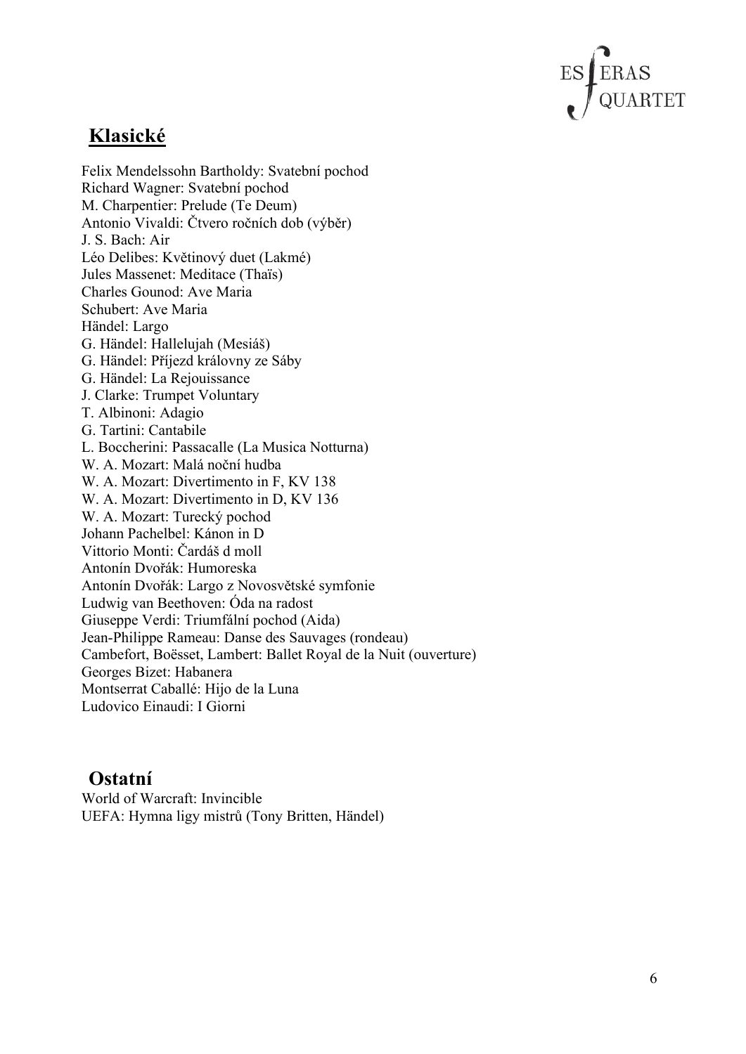ES ERAS QUARTET

## Klasické

Felix Mendelssohn Bartholdy: Svatební pochod
Richard Wagner: Svatební pochod
M. Charpentier: Prelude (Te Deum)
Antonio Vivaldi: Čtvero ročních dob (výběr)
J. S. Bach: Air
Léo Delibes: Květinový duet (Lakmé)
Jules Massenet: Meditace (Thaïs)
Charles Gounod: Ave Maria
Schubert: Ave Maria
Händel: Largo
G. Händel: Hallelujah (Mesiáš)
G. Händel: Příjezd královny ze Sáby
G. Händel: La Rejouissance
J. Clarke: Trumpet Voluntary
T. Albinoni: Adagio
G. Tartini: Cantabile
L. Boccherini: Passacalle (La Musica Notturna)
W. A. Mozart: Malá noční hudba
W. A. Mozart: Divertimento in F, KV 138
W. A. Mozart: Divertimento in D, KV 136
W. A. Mozart: Turecký pochod
Johann Pachelbel: Kánon in D
Vittorio Monti: Čardáš d moll
Antonín Dvořák: Humoreska
Antonín Dvořák: Largo z Novosvětské symfonie
Ludwig van Beethoven: Óda na radost
Giuseppe Verdi: Triumfální pochod (Aida)
Jean-Philippe Rameau: Danse des Sauvages (rondeau)
Cambefort, Boësset, Lambert: Ballet Royal de la Nuit (ouverture)
Georges Bizet: Habanera
Montserrat Caballé: Hijo de la Luna
Ludovico Einaudi: I Giorni

## Ostatní

World of Warcraft: Invincible
UEFA: Hymna ligy mistrů (Tony Britten, Händel)